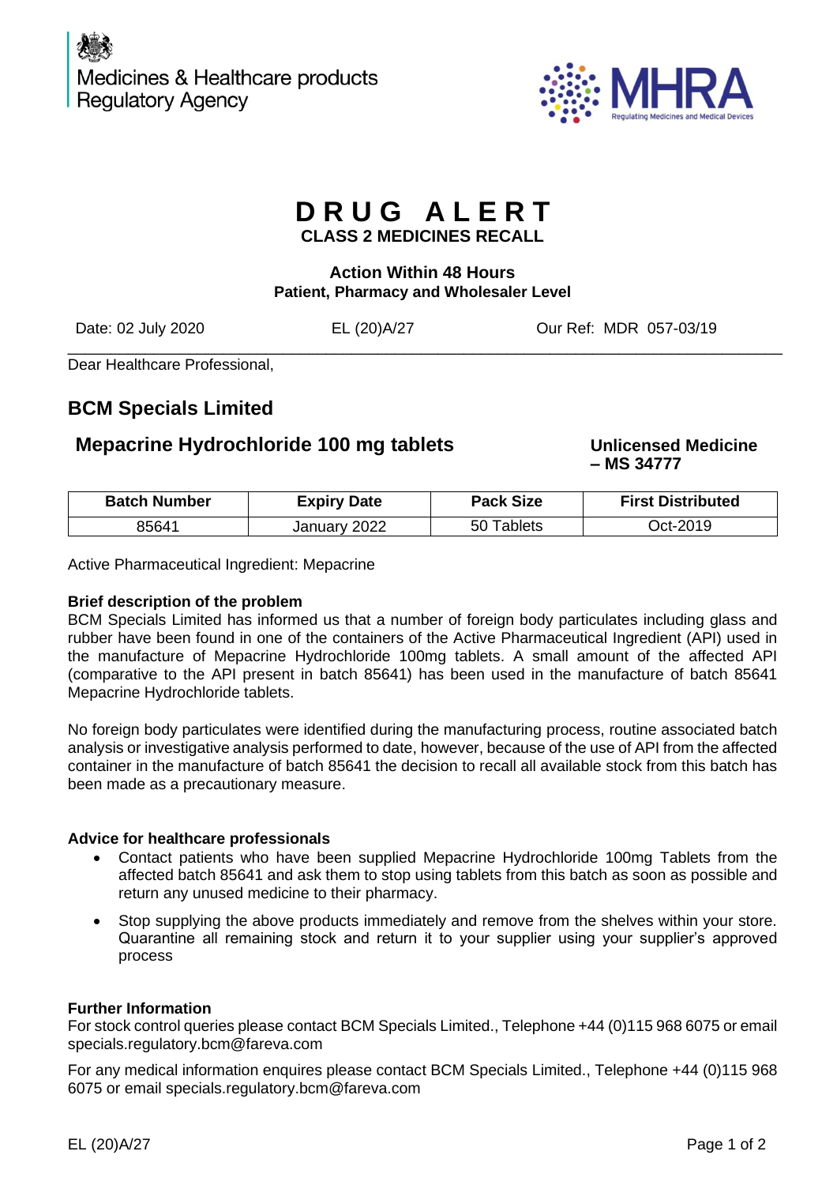Medicines & Healthcare products Regulatory Agency

MHRA

Regulating Medicines and Medical Devices

# DRUG ALERT

**CLASS 2 MEDICINES RECALL**

**Action Within 48 Hours**
**Patient, Pharmacy and Wholesaler Level**

Date: 02 July 2020 | EL (20)A/27 | Our Ref: MDR 057-03/19

Dear Healthcare Professional,

## BCM Specials Limited

## Mepacrine Hydrochloride 100 mg tablets

**Unlicensed Medicine – MS 34777**

| Batch Number | Expiry Date | Pack Size | First Distributed |
|---|---|---|---|
| 85641 | January 2022 | 50 Tablets | Oct-2019 |

Active Pharmaceutical Ingredient: Mepacrine

**Brief description of the problem**

BCM Specials Limited has informed us that a number of foreign body particulates including glass and rubber have been found in one of the containers of the Active Pharmaceutical Ingredient (API) used in the manufacture of Mepacrine Hydrochloride 100mg tablets. A small amount of the affected API (comparative to the API present in batch 85641) has been used in the manufacture of batch 85641 Mepacrine Hydrochloride tablets.

No foreign body particulates were identified during the manufacturing process, routine associated batch analysis or investigative analysis performed to date, however, because of the use of API from the affected container in the manufacture of batch 85641 the decision to recall all available stock from this batch has been made as a precautionary measure.

**Advice for healthcare professionals**

- Contact patients who have been supplied Mepacrine Hydrochloride 100mg Tablets from the affected batch 85641 and ask them to stop using tablets from this batch as soon as possible and return any unused medicine to their pharmacy.
- Stop supplying the above products immediately and remove from the shelves within your store. Quarantine all remaining stock and return it to your supplier using your supplier's approved process

**Further Information**

For stock control queries please contact BCM Specials Limited., Telephone +44 (0)115 968 6075 or email specials.regulatory.bcm@fareva.com

For any medical information enquires please contact BCM Specials Limited., Telephone +44 (0)115 968 6075 or email specials.regulatory.bcm@fareva.com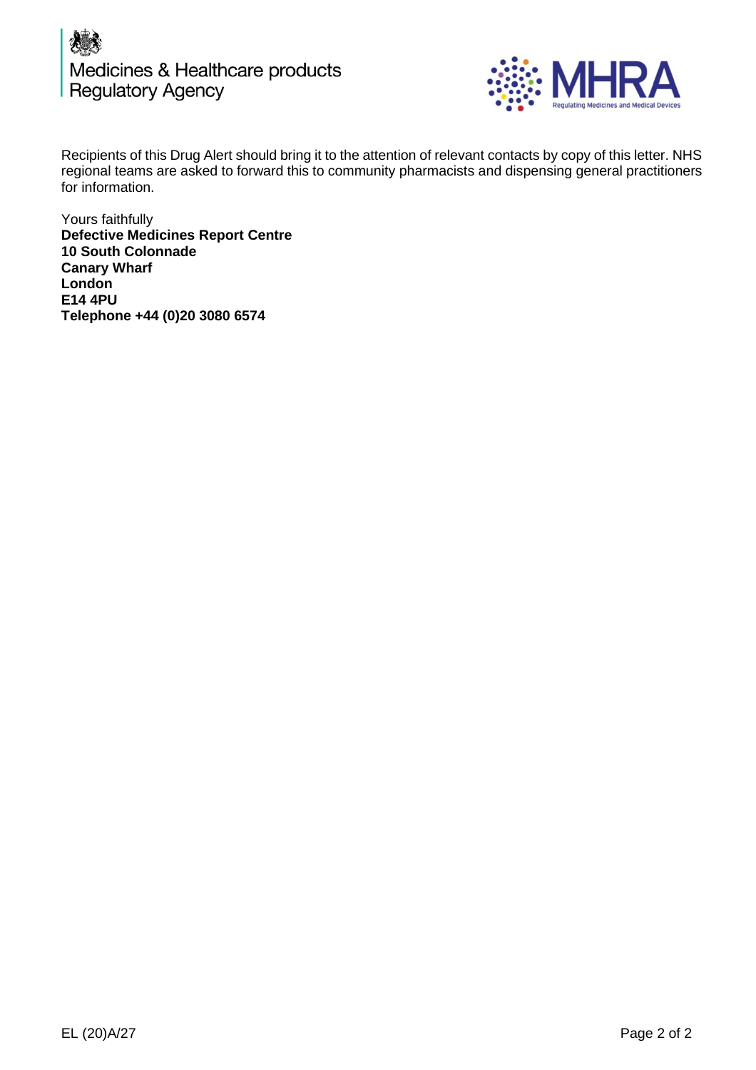Recipients of this Drug Alert should bring it to the attention of relevant contacts by copy of this letter. NHS regional teams are asked to forward this to community pharmacists and dispensing general practitioners for information.

Yours faithfully
**Defective Medicines Report Centre**
**10 South Colonnade**
**Canary Wharf**
**London**
**E14 4PU**
**Telephone +44 (0)20 3080 6574**